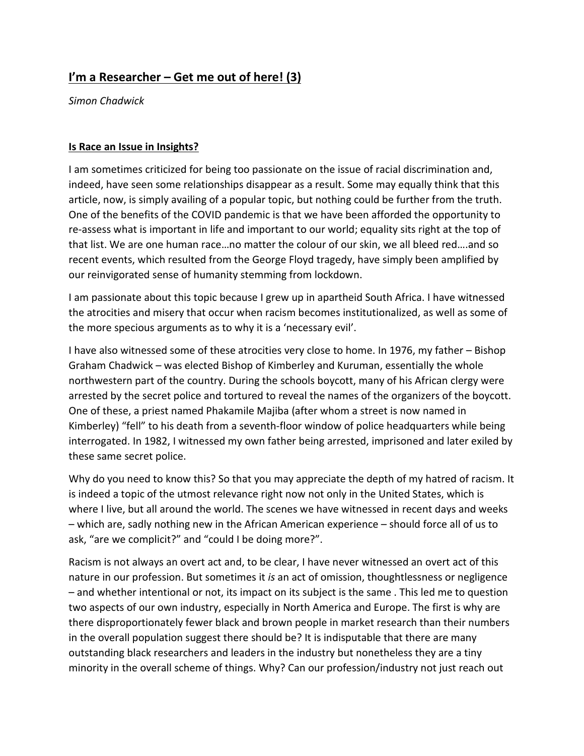## **I'm a Researcher – Get me out of here! (3)**

*Simon Chadwick*

### **Is Race an Issue in Insights?**

I am sometimes criticized for being too passionate on the issue of racial discrimination and, indeed, have seen some relationships disappear as a result. Some may equally think that this article, now, is simply availing of a popular topic, but nothing could be further from the truth. One of the benefits of the COVID pandemic is that we have been afforded the opportunity to re-assess what is important in life and important to our world; equality sits right at the top of that list. We are one human race…no matter the colour of our skin, we all bleed red….and so recent events, which resulted from the George Floyd tragedy, have simply been amplified by our reinvigorated sense of humanity stemming from lockdown.

I am passionate about this topic because I grew up in apartheid South Africa. I have witnessed the atrocities and misery that occur when racism becomes institutionalized, as well as some of the more specious arguments as to why it is a 'necessary evil'.

I have also witnessed some of these atrocities very close to home. In 1976, my father – Bishop Graham Chadwick – was elected Bishop of Kimberley and Kuruman, essentially the whole northwestern part of the country. During the schools boycott, many of his African clergy were arrested by the secret police and tortured to reveal the names of the organizers of the boycott. One of these, a priest named Phakamile Majiba (after whom a street is now named in Kimberley) "fell" to his death from a seventh-floor window of police headquarters while being interrogated. In 1982, I witnessed my own father being arrested, imprisoned and later exiled by these same secret police.

Why do you need to know this? So that you may appreciate the depth of my hatred of racism. It is indeed a topic of the utmost relevance right now not only in the United States, which is where I live, but all around the world. The scenes we have witnessed in recent days and weeks – which are, sadly nothing new in the African American experience – should force all of us to ask, "are we complicit?" and "could I be doing more?".

Racism is not always an overt act and, to be clear, I have never witnessed an overt act of this nature in our profession. But sometimes it *is* an act of omission, thoughtlessness or negligence – and whether intentional or not, its impact on its subject is the same . This led me to question two aspects of our own industry, especially in North America and Europe. The first is why are there disproportionately fewer black and brown people in market research than their numbers in the overall population suggest there should be? It is indisputable that there are many outstanding black researchers and leaders in the industry but nonetheless they are a tiny minority in the overall scheme of things. Why? Can our profession/industry not just reach out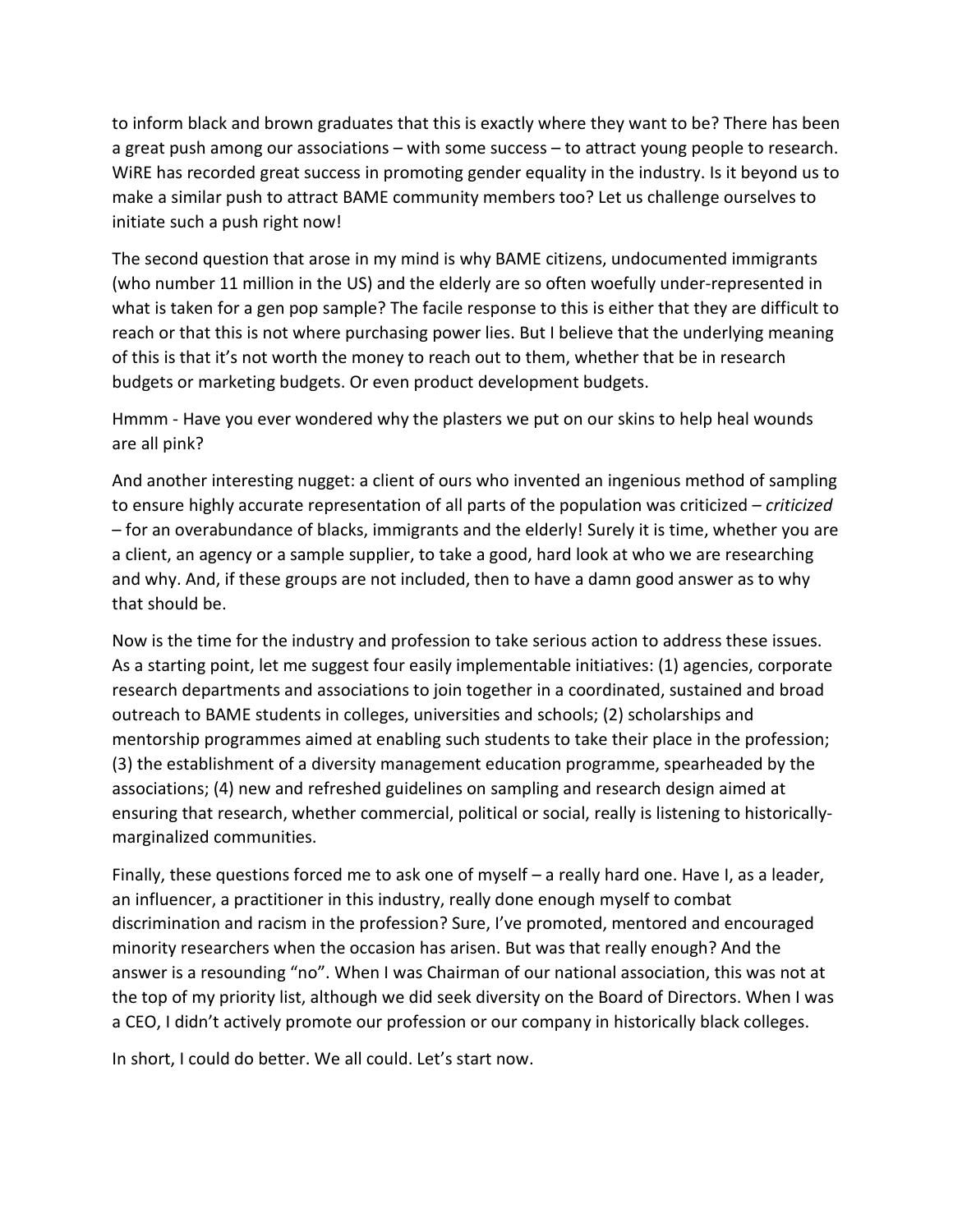to inform black and brown graduates that this is exactly where they want to be? There has been a great push among our associations – with some success – to attract young people to research. WiRE has recorded great success in promoting gender equality in the industry. Is it beyond us to make a similar push to attract BAME community members too? Let us challenge ourselves to initiate such a push right now!

The second question that arose in my mind is why BAME citizens, undocumented immigrants (who number 11 million in the US) and the elderly are so often woefully under-represented in what is taken for a gen pop sample? The facile response to this is either that they are difficult to reach or that this is not where purchasing power lies. But I believe that the underlying meaning of this is that it's not worth the money to reach out to them, whether that be in research budgets or marketing budgets. Or even product development budgets.

Hmmm - Have you ever wondered why the plasters we put on our skins to help heal wounds are all pink?

And another interesting nugget: a client of ours who invented an ingenious method of sampling to ensure highly accurate representation of all parts of the population was criticized – *criticized* – for an overabundance of blacks, immigrants and the elderly! Surely it is time, whether you are a client, an agency or a sample supplier, to take a good, hard look at who we are researching and why. And, if these groups are not included, then to have a damn good answer as to why that should be.

Now is the time for the industry and profession to take serious action to address these issues. As a starting point, let me suggest four easily implementable initiatives: (1) agencies, corporate research departments and associations to join together in a coordinated, sustained and broad outreach to BAME students in colleges, universities and schools; (2) scholarships and mentorship programmes aimed at enabling such students to take their place in the profession; (3) the establishment of a diversity management education programme, spearheaded by the associations; (4) new and refreshed guidelines on sampling and research design aimed at ensuring that research, whether commercial, political or social, really is listening to historically-marginalized communities.

Finally, these questions forced me to ask one of myself – a really hard one. Have I, as a leader, an influencer, a practitioner in this industry, really done enough myself to combat discrimination and racism in the profession? Sure, I've promoted, mentored and encouraged minority researchers when the occasion has arisen. But was that really enough? And the answer is a resounding "no". When I was Chairman of our national association, this was not at the top of my priority list, although we did seek diversity on the Board of Directors. When I was a CEO, I didn't actively promote our profession or our company in historically black colleges.

In short, I could do better. We all could. Let's start now.